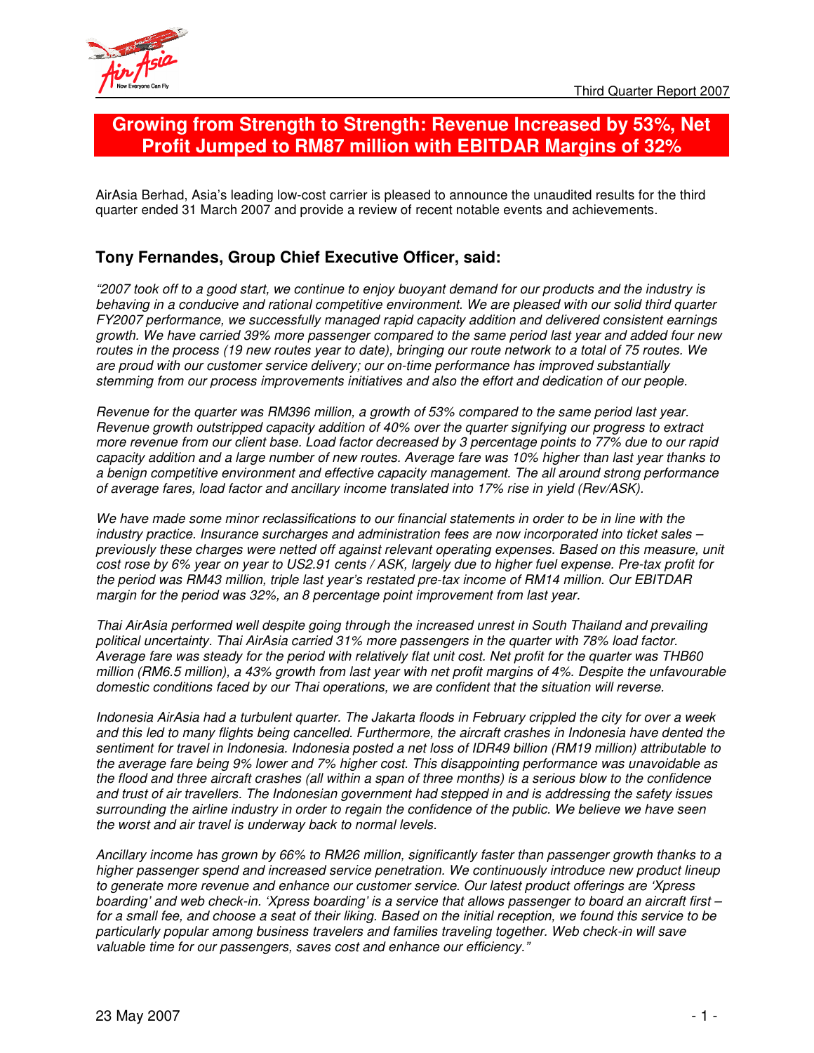# Growing from Strength to Strength: Revenue Increased by 53%, Net Profit Jumped to RM87 million with EBITDAR Margins of 32%

AirAsia Berhad, Asia's leading low-cost carrier is pleased to announce the unaudited results for the third quarter ended 31 March 2007 and provide a review of recent notable events and achievements.

## Tony Fernandes, Group Chief Executive Officer, said:

*"2007 took off to a good start, we continue to enjoy buoyant demand for our products and the industry is behaving in a conducive and rational competitive environment. We are pleased with our solid third quarter FY2007 performance, we successfully managed rapid capacity addition and delivered consistent earnings growth. We have carried 39% more passenger compared to the same period last year and added four new routes in the process (19 new routes year to date), bringing our route network to a total of 75 routes. We are proud with our customer service delivery; our on-time performance has improved substantially stemming from our process improvements initiatives and also the effort and dedication of our people.*

*Revenue for the quarter was RM396 million, a growth of 53% compared to the same period last year. Revenue growth outstripped capacity addition of 40% over the quarter signifying our progress to extract more revenue from our client base. Load factor decreased by 3 percentage points to 77% due to our rapid capacity addition and a large number of new routes. Average fare was 10% higher than last year thanks to a benign competitive environment and effective capacity management. The all around strong performance of average fares, load factor and ancillary income translated into 17% rise in yield (Rev/ASK).*

*We have made some minor reclassifications to our financial statements in order to be in line with the industry practice. Insurance surcharges and administration fees are now incorporated into ticket sales – previously these charges were netted off against relevant operating expenses. Based on this measure, unit cost rose by 6% year on year to US2.91 cents / ASK, largely due to higher fuel expense. Pre-tax profit for the period was RM43 million, triple last year's restated pre-tax income of RM14 million. Our EBITDAR margin for the period was 32%, an 8 percentage point improvement from last year.*

*Thai AirAsia performed well despite going through the increased unrest in South Thailand and prevailing political uncertainty. Thai AirAsia carried 31% more passengers in the quarter with 78% load factor. Average fare was steady for the period with relatively flat unit cost. Net profit for the quarter was THB60 million (RM6.5 million), a 43% growth from last year with net profit margins of 4%. Despite the unfavourable domestic conditions faced by our Thai operations, we are confident that the situation will reverse.*

*Indonesia AirAsia had a turbulent quarter. The Jakarta floods in February crippled the city for over a week and this led to many flights being cancelled. Furthermore, the aircraft crashes in Indonesia have dented the sentiment for travel in Indonesia. Indonesia posted a net loss of IDR49 billion (RM19 million) attributable to the average fare being 9% lower and 7% higher cost. This disappointing performance was unavoidable as the flood and three aircraft crashes (all within a span of three months) is a serious blow to the confidence and trust of air travellers. The Indonesian government had stepped in and is addressing the safety issues surrounding the airline industry in order to regain the confidence of the public. We believe we have seen the worst and air travel is underway back to normal levels.*

*Ancillary income has grown by 66% to RM26 million, significantly faster than passenger growth thanks to a higher passenger spend and increased service penetration. We continuously introduce new product lineup to generate more revenue and enhance our customer service. Our latest product offerings are 'Xpress boarding' and web check-in. 'Xpress boarding' is a service that allows passenger to board an aircraft first – for a small fee, and choose a seat of their liking. Based on the initial reception, we found this service to be particularly popular among business travelers and families traveling together. Web check-in will save valuable time for our passengers, saves cost and enhance our efficiency."*

23 May 2007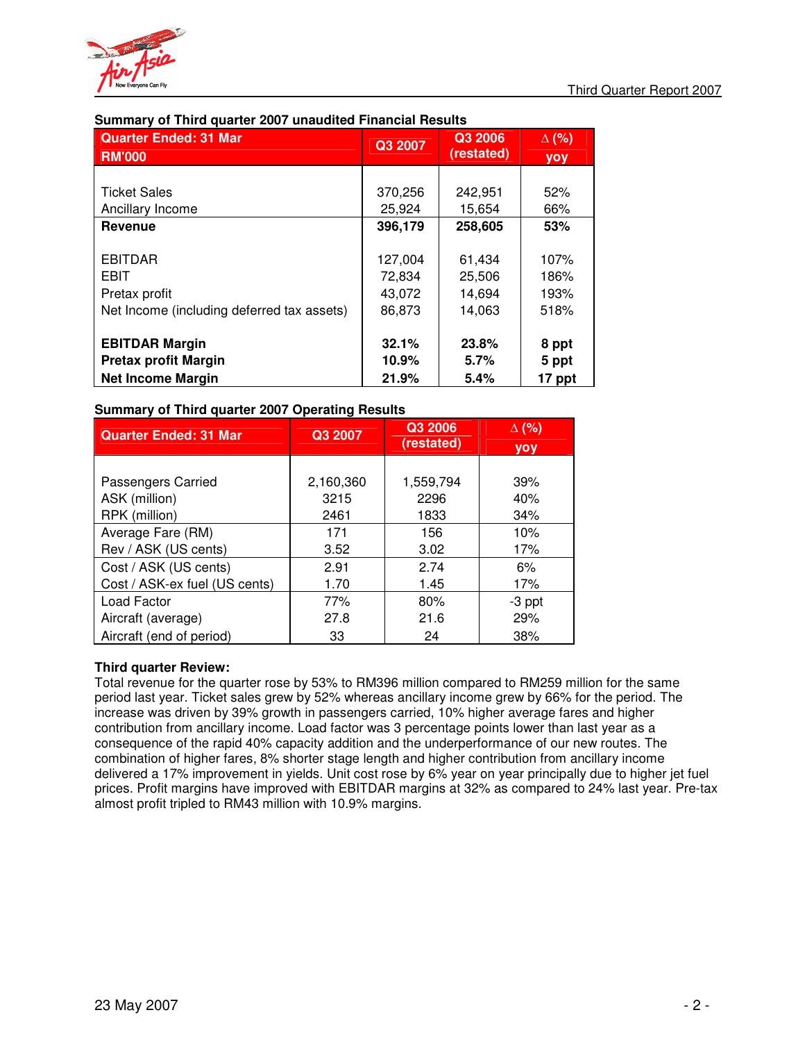**Summary of Third quarter 2007 unaudited Financial Results**

| Quarter Ended: 31 Mar RM'000 | Q3 2007 | Q3 2006 (restated) | ∆ (%) yoy |
|---|---|---|---|
| Ticket Sales | 370,256 | 242,951 | 52% |
| Ancillary Income | 25,924 | 15,654 | 66% |
| **Revenue** | **396,179** | **258,605** | **53%** |
| EBITDAR | 127,004 | 61,434 | 107% |
| EBIT | 72,834 | 25,506 | 186% |
| Pretax profit | 43,072 | 14,694 | 193% |
| Net Income (including deferred tax assets) | 86,873 | 14,063 | 518% |
| **EBITDAR Margin** | **32.1%** | **23.8%** | **8 ppt** |
| **Pretax profit Margin** | **10.9%** | **5.7%** | **5 ppt** |
| **Net Income Margin** | **21.9%** | **5.4%** | **17 ppt** |

**Summary of Third quarter 2007 Operating Results**

| Quarter Ended: 31 Mar | Q3 2007 | Q3 2006 (restated) | ∆ (%) yoy |
|---|---|---|---|
| Passengers Carried | 2,160,360 | 1,559,794 | 39% |
| ASK (million) | 3215 | 2296 | 40% |
| RPK (million) | 2461 | 1833 | 34% |
| Average Fare (RM) | 171 | 156 | 10% |
| Rev / ASK (US cents) | 3.52 | 3.02 | 17% |
| Cost / ASK (US cents) | 2.91 | 2.74 | 6% |
| Cost / ASK-ex fuel (US cents) | 1.70 | 1.45 | 17% |
| Load Factor | 77% | 80% | -3 ppt |
| Aircraft (average) | 27.8 | 21.6 | 29% |
| Aircraft (end of period) | 33 | 24 | 38% |

**Third quarter Review:**

Total revenue for the quarter rose by 53% to RM396 million compared to RM259 million for the same period last year. Ticket sales grew by 52% whereas ancillary income grew by 66% for the period. The increase was driven by 39% growth in passengers carried, 10% higher average fares and higher contribution from ancillary income. Load factor was 3 percentage points lower than last year as a consequence of the rapid 40% capacity addition and the underperformance of our new routes. The combination of higher fares, 8% shorter stage length and higher contribution from ancillary income delivered a 17% improvement in yields. Unit cost rose by 6% year on year principally due to higher jet fuel prices. Profit margins have improved with EBITDAR margins at 32% as compared to 24% last year. Pre-tax almost profit tripled to RM43 million with 10.9% margins.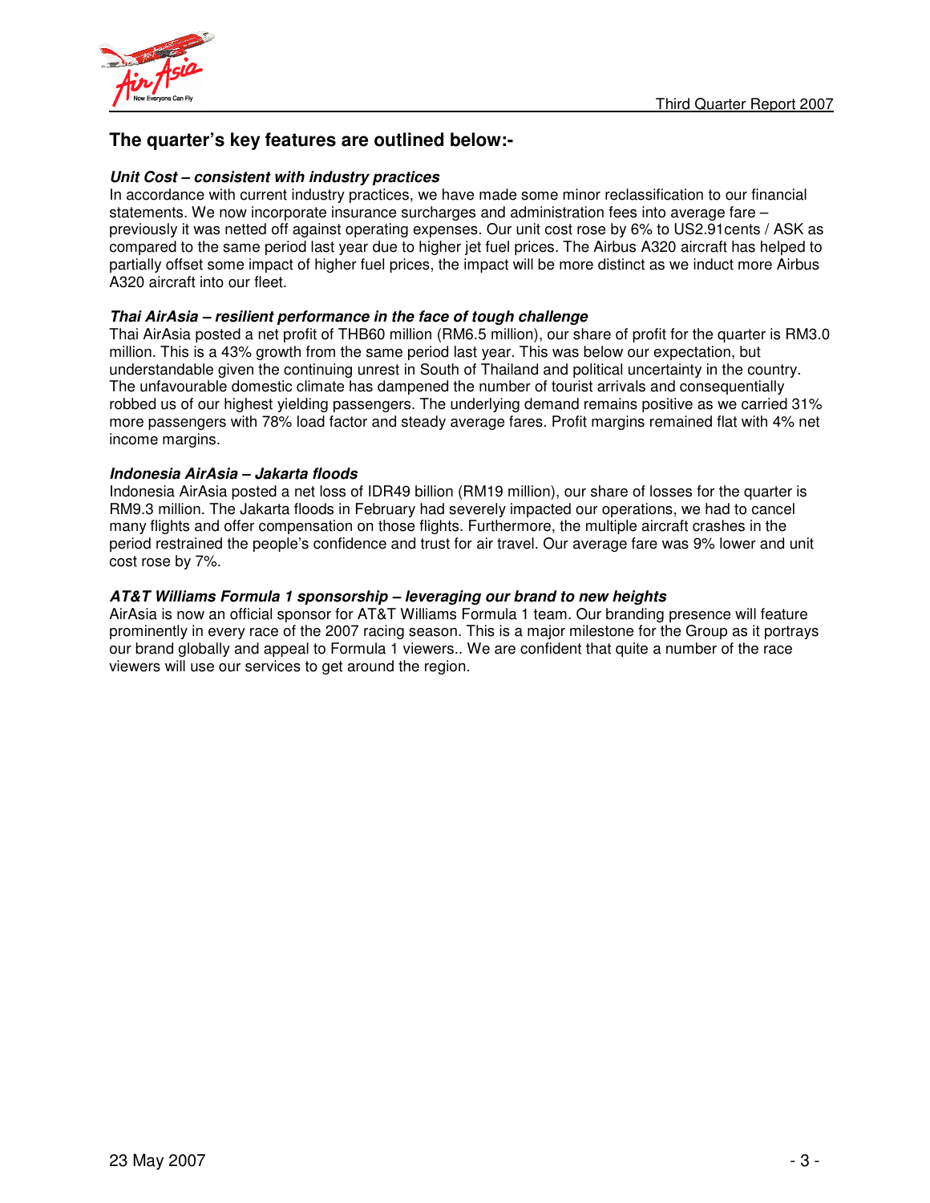## The quarter's key features are outlined below:-

***Unit Cost – consistent with industry practices***
In accordance with current industry practices, we have made some minor reclassification to our financial statements. We now incorporate insurance surcharges and administration fees into average fare – previously it was netted off against operating expenses. Our unit cost rose by 6% to US2.91cents / ASK as compared to the same period last year due to higher jet fuel prices. The Airbus A320 aircraft has helped to partially offset some impact of higher fuel prices, the impact will be more distinct as we induct more Airbus A320 aircraft into our fleet.

***Thai AirAsia – resilient performance in the face of tough challenge***
Thai AirAsia posted a net profit of THB60 million (RM6.5 million), our share of profit for the quarter is RM3.0 million. This is a 43% growth from the same period last year. This was below our expectation, but understandable given the continuing unrest in South of Thailand and political uncertainty in the country. The unfavourable domestic climate has dampened the number of tourist arrivals and consequentially robbed us of our highest yielding passengers. The underlying demand remains positive as we carried 31% more passengers with 78% load factor and steady average fares. Profit margins remained flat with 4% net income margins.

***Indonesia AirAsia – Jakarta floods***
Indonesia AirAsia posted a net loss of IDR49 billion (RM19 million), our share of losses for the quarter is RM9.3 million. The Jakarta floods in February had severely impacted our operations, we had to cancel many flights and offer compensation on those flights. Furthermore, the multiple aircraft crashes in the period restrained the people's confidence and trust for air travel. Our average fare was 9% lower and unit cost rose by 7%.

***AT&T Williams Formula 1 sponsorship – leveraging our brand to new heights***
AirAsia is now an official sponsor for AT&T Williams Formula 1 team. Our branding presence will feature prominently in every race of the 2007 racing season. This is a major milestone for the Group as it portrays our brand globally and appeal to Formula 1 viewers.. We are confident that quite a number of the race viewers will use our services to get around the region.

23 May 2007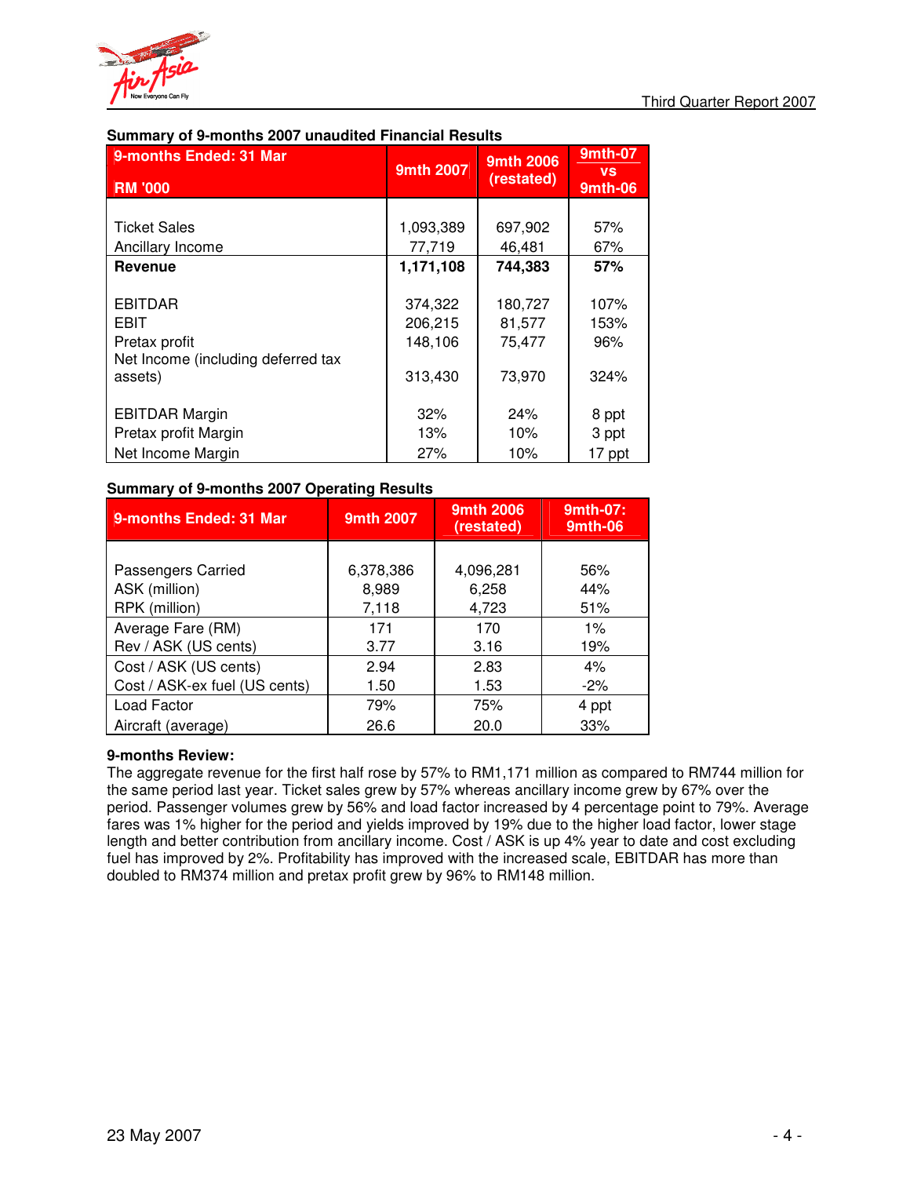### Summary of 9-months 2007 unaudited Financial Results

| 9-months Ended: 31 Mar<br>RM '000 | 9mth 2007 | 9mth 2006 (restated) | 9mth-07 vs 9mth-06 |
|---|---|---|---|
| Ticket Sales | 1,093,389 | 697,902 | 57% |
| Ancillary Income | 77,719 | 46,481 | 67% |
| **Revenue** | **1,171,108** | **744,383** | **57%** |
| EBITDAR | 374,322 | 180,727 | 107% |
| EBIT | 206,215 | 81,577 | 153% |
| Pretax profit | 148,106 | 75,477 | 96% |
| Net Income (including deferred tax assets) | 313,430 | 73,970 | 324% |
| EBITDAR Margin | 32% | 24% | 8 ppt |
| Pretax profit Margin | 13% | 10% | 3 ppt |
| Net Income Margin | 27% | 10% | 17 ppt |

### Summary of 9-months 2007 Operating Results

| 9-months Ended: 31 Mar | 9mth 2007 | 9mth 2006 (restated) | 9mth-07: 9mth-06 |
|---|---|---|---|
| Passengers Carried | 6,378,386 | 4,096,281 | 56% |
| ASK (million) | 8,989 | 6,258 | 44% |
| RPK (million) | 7,118 | 4,723 | 51% |
| Average Fare (RM) | 171 | 170 | 1% |
| Rev / ASK (US cents) | 3.77 | 3.16 | 19% |
| Cost / ASK (US cents) | 2.94 | 2.83 | 4% |
| Cost / ASK-ex fuel (US cents) | 1.50 | 1.53 | -2% |
| Load Factor | 79% | 75% | 4 ppt |
| Aircraft (average) | 26.6 | 20.0 | 33% |

**9-months Review:**

The aggregate revenue for the first half rose by 57% to RM1,171 million as compared to RM744 million for the same period last year. Ticket sales grew by 57% whereas ancillary income grew by 67% over the period. Passenger volumes grew by 56% and load factor increased by 4 percentage point to 79%. Average fares was 1% higher for the period and yields improved by 19% due to the higher load factor, lower stage length and better contribution from ancillary income. Cost / ASK is up 4% year to date and cost excluding fuel has improved by 2%. Profitability has improved with the increased scale, EBITDAR has more than doubled to RM374 million and pretax profit grew by 96% to RM148 million.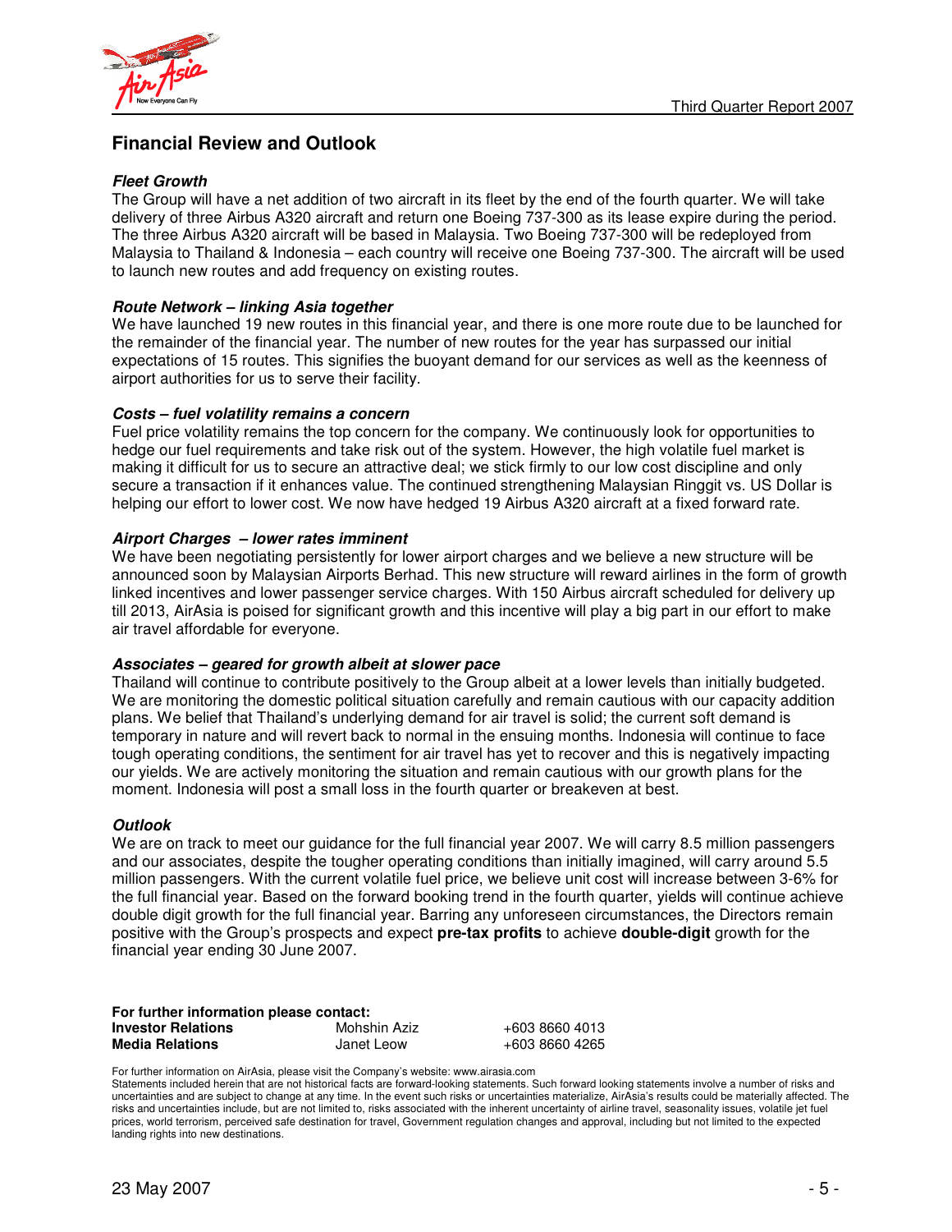## Financial Review and Outlook

***Fleet Growth***

The Group will have a net addition of two aircraft in its fleet by the end of the fourth quarter. We will take delivery of three Airbus A320 aircraft and return one Boeing 737-300 as its lease expire during the period. The three Airbus A320 aircraft will be based in Malaysia. Two Boeing 737-300 will be redeployed from Malaysia to Thailand & Indonesia – each country will receive one Boeing 737-300. The aircraft will be used to launch new routes and add frequency on existing routes.

***Route Network – linking Asia together***

We have launched 19 new routes in this financial year, and there is one more route due to be launched for the remainder of the financial year. The number of new routes for the year has surpassed our initial expectations of 15 routes. This signifies the buoyant demand for our services as well as the keenness of airport authorities for us to serve their facility.

***Costs – fuel volatility remains a concern***

Fuel price volatility remains the top concern for the company. We continuously look for opportunities to hedge our fuel requirements and take risk out of the system. However, the high volatile fuel market is making it difficult for us to secure an attractive deal; we stick firmly to our low cost discipline and only secure a transaction if it enhances value. The continued strengthening Malaysian Ringgit vs. US Dollar is helping our effort to lower cost. We now have hedged 19 Airbus A320 aircraft at a fixed forward rate.

***Airport Charges – lower rates imminent***

We have been negotiating persistently for lower airport charges and we believe a new structure will be announced soon by Malaysian Airports Berhad. This new structure will reward airlines in the form of growth linked incentives and lower passenger service charges. With 150 Airbus aircraft scheduled for delivery up till 2013, AirAsia is poised for significant growth and this incentive will play a big part in our effort to make air travel affordable for everyone.

***Associates – geared for growth albeit at slower pace***

Thailand will continue to contribute positively to the Group albeit at a lower levels than initially budgeted. We are monitoring the domestic political situation carefully and remain cautious with our capacity addition plans. We belief that Thailand's underlying demand for air travel is solid; the current soft demand is temporary in nature and will revert back to normal in the ensuing months. Indonesia will continue to face tough operating conditions, the sentiment for air travel has yet to recover and this is negatively impacting our yields. We are actively monitoring the situation and remain cautious with our growth plans for the moment. Indonesia will post a small loss in the fourth quarter or breakeven at best.

***Outlook***

We are on track to meet our guidance for the full financial year 2007. We will carry 8.5 million passengers and our associates, despite the tougher operating conditions than initially imagined, will carry around 5.5 million passengers. With the current volatile fuel price, we believe unit cost will increase between 3-6% for the full financial year. Based on the forward booking trend in the fourth quarter, yields will continue achieve double digit growth for the full financial year. Barring any unforeseen circumstances, the Directors remain positive with the Group's prospects and expect **pre-tax profits** to achieve **double-digit** growth for the financial year ending 30 June 2007.

**For further information please contact:**

| | | |
|---|---|---|
| **Investor Relations** | Mohshin Aziz | +603 8660 4013 |
| **Media Relations** | Janet Leow | +603 8660 4265 |

For further information on AirAsia, please visit the Company's website: www.airasia.com

Statements included herein that are not historical facts are forward-looking statements. Such forward looking statements involve a number of risks and uncertainties and are subject to change at any time. In the event such risks or uncertainties materialize, AirAsia's results could be materially affected. The risks and uncertainties include, but are not limited to, risks associated with the inherent uncertainty of airline travel, seasonality issues, volatile jet fuel prices, world terrorism, perceived safe destination for travel, Government regulation changes and approval, including but not limited to the expected landing rights into new destinations.

23 May 2007